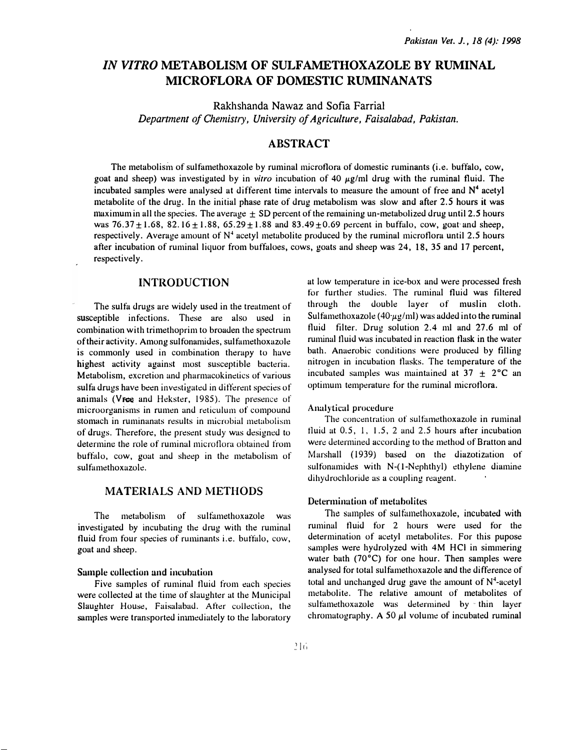# *IN VITRO* METABOLISM OF SULFAMETHOXAZOLE BY RUMINAL MICROFLORA OF DOMESTIC RUMINANATS

Rakhshanda Nawaz and Sofia Farrial

*Department of Chemistry, University of Agriculture, Faisalabad, Pakistan.*

## ABSTRACT

The metabolism of sulfamethoxazole by ruminal microflora of domestic ruminants (i.e. buffalo, cow, goat and sheep) was investigated by in *vitro* incubation of 40 $\mu$g/ml drug with the ruminal fluid. The incubated samples were analysed at different time intervals to measure the amount of free and $N^4$ acetyl metabolite of the drug. In the initial phase rate of drug metabolism was slow and after 2.5 hours it was maximum in all the species. The average $\pm$ SD percent of the remaining un-metabolized drug until 2.5 hours was $76.37 \pm 1.68$, $82.16 \pm 1.88$, $65.29 \pm 1.88$ and $83.49 \pm 0.69$ percent in buffalo, cow, goat and sheep, respectively. Average amount of $N^4$ acetyl metabolite produced by the ruminal microflora until 2.5 hours after incubation of ruminal liquor from buffaloes, cows, goats and sheep was 24, 18, 35 and 17 percent, respectively.

## INTRODUCTION

The sulfa drugs are widely used in the treatment of susceptible infections. These are also used in combination with trimethoprim to broaden the spectrum of their activity. Among sulfonamides, sulfamethoxazole is commonly used in combination therapy to have highest activity against most susceptible bacteria. Metabolism, excretion and pharmacokinetics of various sulfa drugs have been investigated in different species of animals (Vree and Hekster, 1985). The presence of microorganisms in rumen and reticulum of compound stomach in ruminanats results in microbial metabolism of drugs. Therefore, the present study was designed to determine the role of ruminal microflora obtained from buffalo, cow, goat and sheep in the metabolism of sulfamethoxazole.

## MATERIALS AND METHODS

The metabolism of sulfamethoxazole was investigated by incubating the drug with the ruminal fluid from four species of ruminants i.e. buffalo, cow, goat and sheep.

### Sample collection and incubation

Five samples of ruminal fluid from each species were collected at the time of slaughter at the Municipal Slaughter House, Faisalabad. After collection, the samples were transported immediately to the laboratory at low temperature in ice-box and were processed fresh for further studies. The ruminal fluid was filtered through the double layer of muslin cloth. Sulfamethoxazole (40 $\mu$g/ml) was added into the ruminal fluid filter. Drug solution 2.4 ml and 27.6 ml of ruminal fluid was incubated in reaction flask in the water bath. Anaerobic conditions were produced by filling nitrogen in incubation flasks. The temperature of the incubated samples was maintained at $37 \pm 2$°C an optimum temperature for the ruminal microflora.

### Analytical procedure

The concentration of sulfamethoxazole in ruminal fluid at 0.5, 1, 1.5, 2 and 2.5 hours after incubation were determined according to the method of Bratton and Marshall (1939) based on the diazotization of sulfonamides with N-(1-Nephthyl) ethylene diamine dihydrochloride as a coupling reagent.

### Determination of metabolites

The samples of sulfamethoxazole, incubated with ruminal fluid for 2 hours were used for the determination of acetyl metabolites. For this pupose samples were hydrolyzed with 4M HCl in simmering water bath (70°C) for one hour. Then samples were analysed for total sulfamethoxazole and the difference of total and unchanged drug gave the amount of $N^4$-acetyl metabolite. The relative amount of metabolites of sulfamethoxazole was determined by thin layer chromatography. A 50 $\mu$l volume of incubated ruminal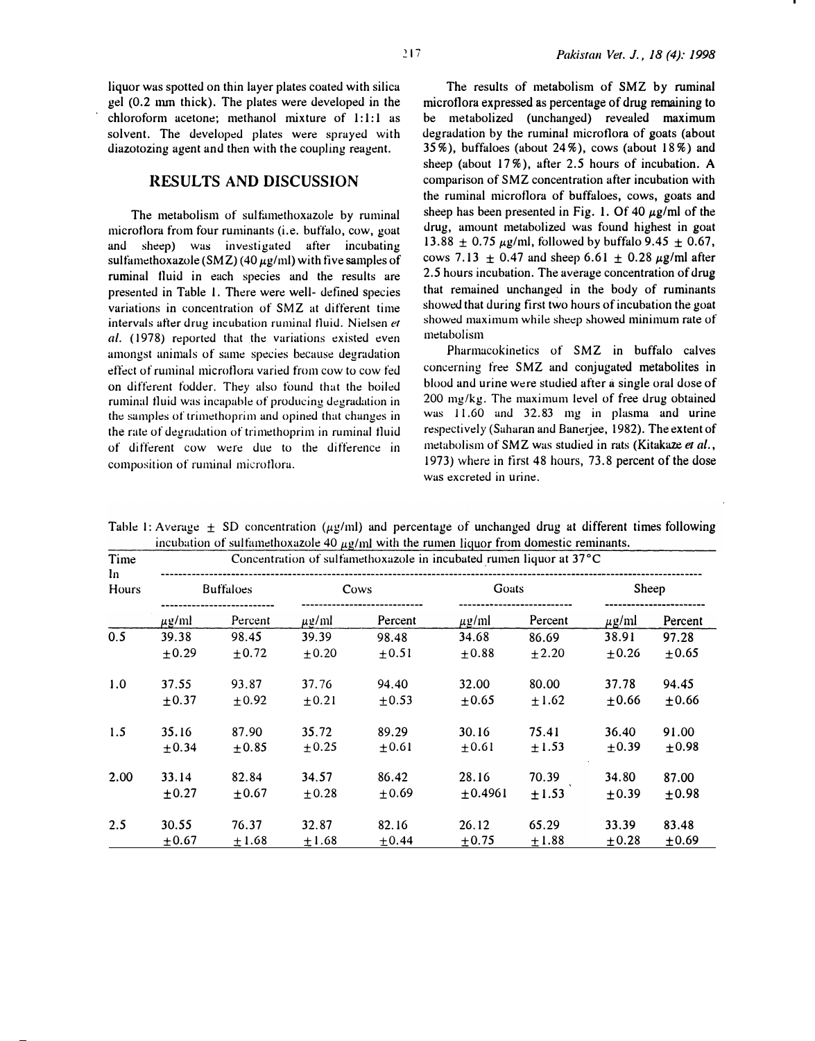liquor was spotted on thin layer plates coated with silica gel (0.2 mm thick). The plates were developed in the chloroform acetone; methanol mixture of 1:1:1 as solvent. The developed plates were sprayed with diazotozing agent and then with the coupling reagent.

## RESULTS AND DISCUSSION

The metabolism of sulfamethoxazole by ruminal microflora from four ruminants (i.e. buffalo, cow, goat and sheep) was investigated after incubating sulfamethoxazole (SMZ) (40 μg/ml) with five samples of ruminal fluid in each species and the results are presented in Table 1. There were well- defined species variations in concentration of SMZ at different time intervals after drug incubation ruminal fluid. Nielsen *et al.* (1978) reported that the variations existed even amongst animals of same species because degradation effect of ruminal microflora varied from cow to cow fed on different fodder. They also found that the boiled ruminal fluid was incapable of producing degradation in the samples of trimethoprim and opined that changes in the rate of degradation of trimethoprim in ruminal fluid of different cow were due to the difference in composition of ruminal microflora.

The results of metabolism of SMZ by ruminal microflora expressed as percentage of drug remaining to be metabolized (unchanged) revealed maximum degradation by the ruminal microflora of goats (about 35%), buffaloes (about 24%), cows (about 18%) and sheep (about 17%), after 2.5 hours of incubation. A comparison of SMZ concentration after incubation with the ruminal microflora of buffaloes, cows, goats and sheep has been presented in Fig. 1. Of 40 μg/ml of the drug, amount metabolized was found highest in goat 13.88 ± 0.75 μg/ml, followed by buffalo 9.45 ± 0.67, cows 7.13 ± 0.47 and sheep 6.61 ± 0.28 μg/ml after 2.5 hours incubation. The average concentration of drug that remained unchanged in the body of ruminants showed that during first two hours of incubation the goat showed maximum while sheep showed minimum rate of metabolism

Pharmacokinetics of SMZ in buffalo calves concerning free SMZ and conjugated metabolites in blood and urine were studied after a single oral dose of 200 mg/kg. The maximum level of free drug obtained was 11.60 and 32.83 mg in plasma and urine respectively (Saharan and Banerjee, 1982). The extent of metabolism of SMZ was studied in rats (Kitakaze *et al.*, 1973) where in first 48 hours, 73.8 percent of the dose was excreted in urine.

Table 1: Average ± SD concentration (μg/ml) and percentage of unchanged drug at different times following incubation of sulfamethoxazole 40 μg/ml with the rumen liquor from domestic reminants.

| Time In Hours | Concentration of sulfamethoxazole in incubated rumen liquor at 37°C | | | | | | | |
|---|---|---|---|---|---|---|---|---|
| | Buffaloes | | Cows | | Goats | | Sheep | |
| | μg/ml | Percent | μg/ml | Percent | μg/ml | Percent | μg/ml | Percent |
| 0.5 | 39.38 ±0.29 | 98.45 ±0.72 | 39.39 ±0.20 | 98.48 ±0.51 | 34.68 ±0.88 | 86.69 ±2.20 | 38.91 ±0.26 | 97.28 ±0.65 |
| 1.0 | 37.55 ±0.37 | 93.87 ±0.92 | 37.76 ±0.21 | 94.40 ±0.53 | 32.00 ±0.65 | 80.00 ±1.62 | 37.78 ±0.66 | 94.45 ±0.66 |
| 1.5 | 35.16 ±0.34 | 87.90 ±0.85 | 35.72 ±0.25 | 89.29 ±0.61 | 30.16 ±0.61 | 75.41 ±1.53 | 36.40 ±0.39 | 91.00 ±0.98 |
| 2.00 | 33.14 ±0.27 | 82.84 ±0.67 | 34.57 ±0.28 | 86.42 ±0.69 | 28.16 ±0.4961 | 70.39 ±1.53 | 34.80 ±0.39 | 87.00 ±0.98 |
| 2.5 | 30.55 ±0.67 | 76.37 ±1.68 | 32.87 ±1.68 | 82.16 ±0.44 | 26.12 ±0.75 | 65.29 ±1.88 | 33.39 ±0.28 | 83.48 ±0.69 |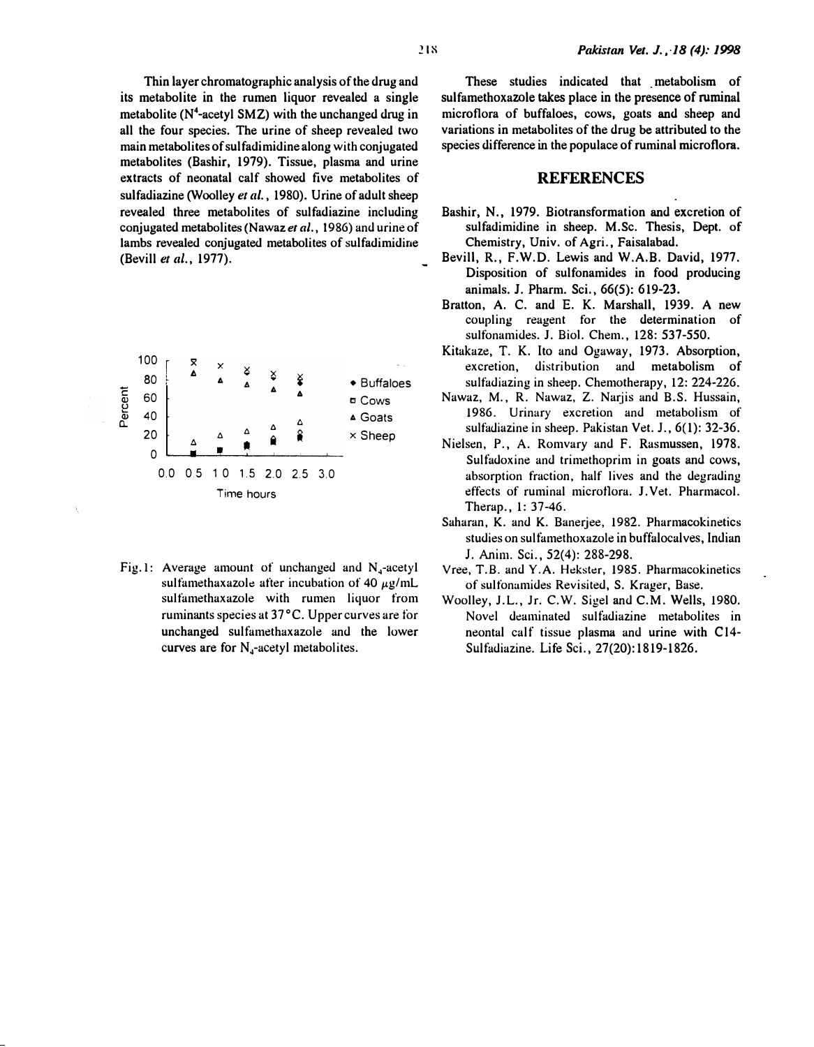Thin layer chromatographic analysis of the drug and its metabolite in the rumen liquor revealed a single metabolite ($N^4$-acetyl SMZ) with the unchanged drug in all the four species. The urine of sheep revealed two main metabolites of sulfadimidine along with conjugated metabolites (Bashir, 1979). Tissue, plasma and urine extracts of neonatal calf showed five metabolites of sulfadiazine (Woolley *et al.*, 1980). Urine of adult sheep revealed three metabolites of sulfadiazine including conjugated metabolites (Nawaz *et al.*, 1986) and urine of lambs revealed conjugated metabolites of sulfadimidine (Bevill *et al.*, 1977).

100
80
60
40
20
0
Percent
0.0 0.5 1.0 1.5 2.0 2.5 3.0
Time hours
◆ Buffaloes
▫ Cows
▲ Goats
× Sheep

Fig. 1: Average amount of unchanged and $N_4$-acetyl sulfamethaxazole after incubation of 40 $\mu$g/mL sulfamethaxazole with rumen liquor from ruminants species at 37°C. Upper curves are for unchanged sulfamethaxazole and the lower curves are for $N_4$-acetyl metabolites.

These studies indicated that metabolism of sulfamethoxazole takes place in the presence of ruminal microflora of buffaloes, cows, goats and sheep and variations in metabolites of the drug be attributed to the species difference in the populace of ruminal microflora.

## REFERENCES

Bashir, N., 1979. Biotransformation and excretion of sulfadimidine in sheep. M.Sc. Thesis, Dept. of Chemistry, Univ. of Agri., Faisalabad.

Bevill, R., F.W.D. Lewis and W.A.B. David, 1977. Disposition of sulfonamides in food producing animals. J. Pharm. Sci., 66(5): 619-23.

Bratton, A. C. and E. K. Marshall, 1939. A new coupling reagent for the determination of sulfonamides. J. Biol. Chem., 128: 537-550.

Kitakaze, T. K. Ito and Ogaway, 1973. Absorption, excretion, distribution and metabolism of sulfadiazing in sheep. Chemotherapy, 12: 224-226.

Nawaz, M., R. Nawaz, Z. Narjis and B.S. Hussain, 1986. Urinary excretion and metabolism of sulfadiazine in sheep. Pakistan Vet. J., 6(1): 32-36.

Nielsen, P., A. Romvary and F. Rasmussen, 1978. Sulfadoxine and trimethoprim in goats and cows, absorption fraction, half lives and the degrading effects of ruminal microflora. J.Vet. Pharmacol. Therap., 1: 37-46.

Saharan, K. and K. Banerjee, 1982. Pharmacokinetics studies on sulfamethoxazole in buffalocalves, Indian J. Anim. Sci., 52(4): 288-298.

Vree, T.B. and Y.A. Hekster, 1985. Pharmacokinetics of sulfonamides Revisited, S. Krager, Base.

Woolley, J.L., Jr. C.W. Sigel and C.M. Wells, 1980. Novel deaminated sulfadiazine metabolites in neontal calf tissue plasma and urine with C14-Sulfadiazine. Life Sci., 27(20):1819-1826.